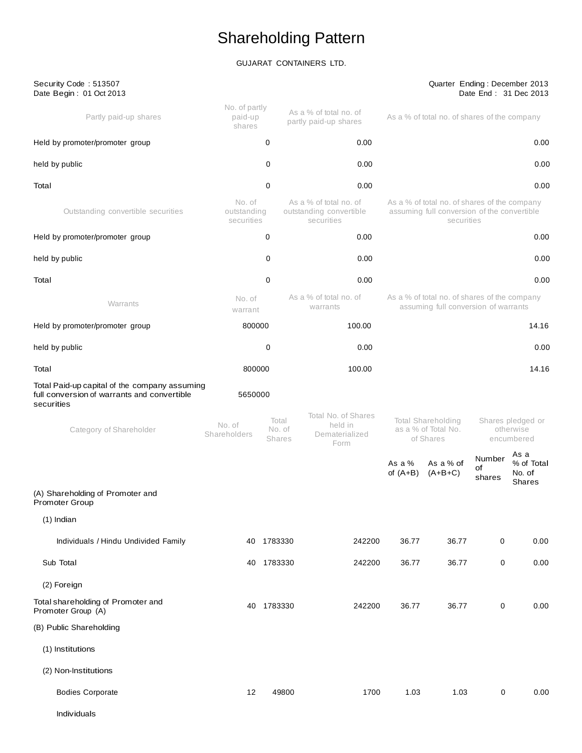# Shareholding Pattern

GUJARAT CONTAINERS LTD.

Security Code : 513507
Date Begin : 01 Oct 2013

Quarter Ending : December 2013
Date End : 31 Dec 2013

| Partly paid-up shares | No. of partly paid-up shares | As a % of total no. of partly paid-up shares | As a % of total no. of shares of the company |
|---|---|---|---|
| Held by promoter/promoter group | 0 | 0.00 | 0.00 |
| held by public | 0 | 0.00 | 0.00 |
| Total | 0 | 0.00 | 0.00 |

| Outstanding convertible securities | No. of outstanding securities | As a % of total no. of outstanding convertible securities | As a % of total no. of shares of the company assuming full conversion of the convertible securities |
|---|---|---|---|
| Held by promoter/promoter group | 0 | 0.00 | 0.00 |
| held by public | 0 | 0.00 | 0.00 |
| Total | 0 | 0.00 | 0.00 |

| Warrants | No. of warrant | As a % of total no. of warrants | As a % of total no. of shares of the company assuming full conversion of warrants |
|---|---|---|---|
| Held by promoter/promoter group | 800000 | 100.00 | 14.16 |
| held by public | 0 | 0.00 | 0.00 |
| Total | 800000 | 100.00 | 14.16 |
| Total Paid-up capital of the company assuming full conversion of warrants and convertible securities | 5650000 | | |

| Category of Shareholder | No. of Shareholders | Total No. of Shares | Total No. of Shares held in Dematerialized Form | Total Shareholding as a % of Total No. of Shares | | Shares pledged or otherwise encumbered | |
|---|---|---|---|---|---|---|---|
| | | | | As a % of (A+B) | As a % of (A+B+C) | Number of shares | As a % of Total No. of Shares |
| (A) Shareholding of Promoter and Promoter Group | | | | | | | |
| (1) Indian | | | | | | | |
| Individuals / Hindu Undivided Family | 40 | 1783330 | 242200 | 36.77 | 36.77 | 0 | 0.00 |
| Sub Total | 40 | 1783330 | 242200 | 36.77 | 36.77 | 0 | 0.00 |
| (2) Foreign | | | | | | | |
| Total shareholding of Promoter and Promoter Group (A) | 40 | 1783330 | 242200 | 36.77 | 36.77 | 0 | 0.00 |
| (B) Public Shareholding | | | | | | | |
| (1) Institutions | | | | | | | |
| (2) Non-Institutions | | | | | | | |
| Bodies Corporate | 12 | 49800 | 1700 | 1.03 | 1.03 | 0 | 0.00 |
| Individuals | | | | | | | |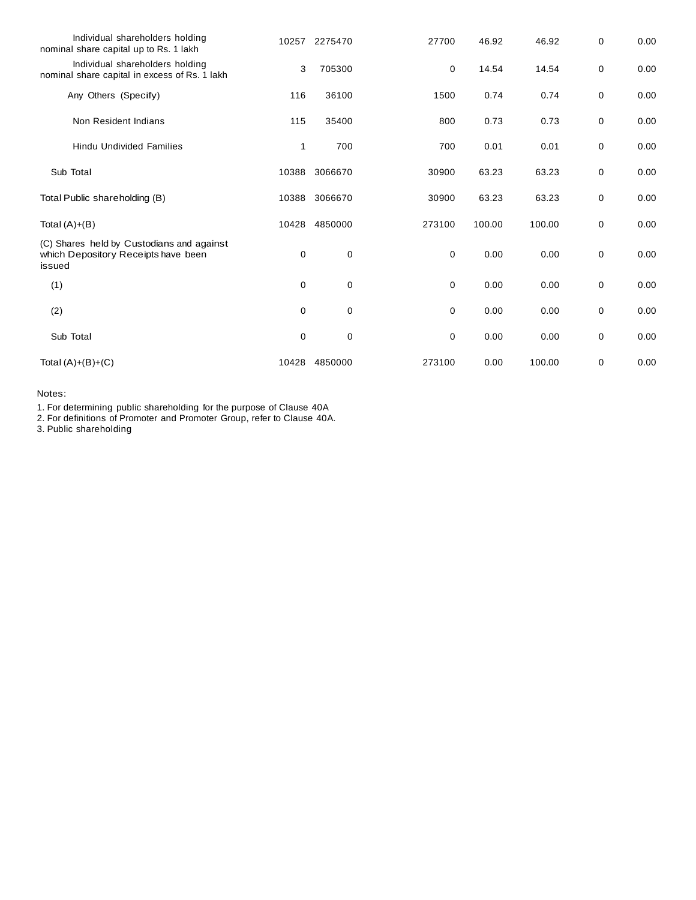| | | | | | | | |
|---|---|---|---|---|---|---|---|
| Individual shareholders holding nominal share capital up to Rs. 1 lakh | 10257 | 2275470 | 27700 | 46.92 | 46.92 | 0 | 0.00 |
| Individual shareholders holding nominal share capital in excess of Rs. 1 lakh | 3 | 705300 | 0 | 14.54 | 14.54 | 0 | 0.00 |
| Any Others (Specify) | 116 | 36100 | 1500 | 0.74 | 0.74 | 0 | 0.00 |
| Non Resident Indians | 115 | 35400 | 800 | 0.73 | 0.73 | 0 | 0.00 |
| Hindu Undivided Families | 1 | 700 | 700 | 0.01 | 0.01 | 0 | 0.00 |
| Sub Total | 10388 | 3066670 | 30900 | 63.23 | 63.23 | 0 | 0.00 |
| Total Public shareholding (B) | 10388 | 3066670 | 30900 | 63.23 | 63.23 | 0 | 0.00 |
| Total (A)+(B) | 10428 | 4850000 | 273100 | 100.00 | 100.00 | 0 | 0.00 |
| (C) Shares held by Custodians and against which Depository Receipts have been issued | 0 | 0 | 0 | 0.00 | 0.00 | 0 | 0.00 |
| (1) | 0 | 0 | 0 | 0.00 | 0.00 | 0 | 0.00 |
| (2) | 0 | 0 | 0 | 0.00 | 0.00 | 0 | 0.00 |
| Sub Total | 0 | 0 | 0 | 0.00 | 0.00 | 0 | 0.00 |
| Total (A)+(B)+(C) | 10428 | 4850000 | 273100 | 0.00 | 100.00 | 0 | 0.00 |

Notes:

1. For determining public shareholding for the purpose of Clause 40A
2. For definitions of Promoter and Promoter Group, refer to Clause 40A.
3. Public shareholding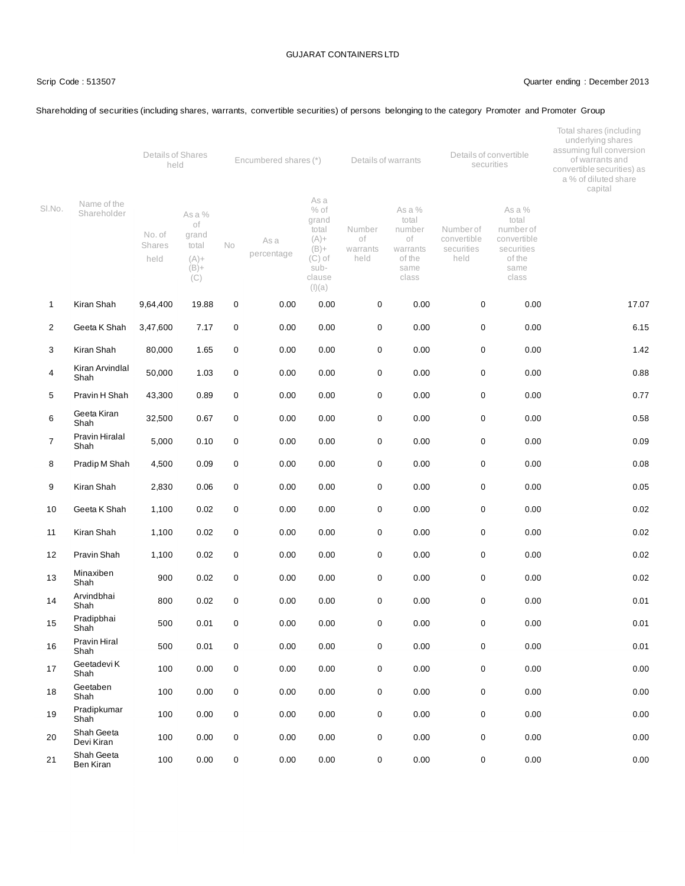GUJARAT CONTAINERS LTD

Scrip Code : 513507

Quarter ending : December 2013

Shareholding of securities (including shares, warrants, convertible securities) of persons belonging to the category Promoter and Promoter Group

| Sl.No. | Name of the Shareholder | Details of Shares held | | Encumbered shares (*) | | | Details of warrants | | Details of convertible securities | | Total shares (including underlying shares assuming full conversion of warrants and convertible securities) as a % of diluted share capital |
|---|---|---|---|---|---|---|---|---|---|---|---|
| | | No. of Shares held | As a % of grand total (A)+ (B)+ (C) | No | As a percentage | As a % of grand total (A)+ (B)+ (C) of sub-clause (I)(a) | Number of warrants held | As a % total number of warrants of the same class | Number of convertible securities held | As a % total number of convertible securities of the same class | |
| 1 | Kiran Shah | 9,64,400 | 19.88 | 0 | 0.00 | 0.00 | 0 | 0.00 | 0 | 0.00 | 17.07 |
| 2 | Geeta K Shah | 3,47,600 | 7.17 | 0 | 0.00 | 0.00 | 0 | 0.00 | 0 | 0.00 | 6.15 |
| 3 | Kiran Shah | 80,000 | 1.65 | 0 | 0.00 | 0.00 | 0 | 0.00 | 0 | 0.00 | 1.42 |
| 4 | Kiran Arvindlal Shah | 50,000 | 1.03 | 0 | 0.00 | 0.00 | 0 | 0.00 | 0 | 0.00 | 0.88 |
| 5 | Pravin H Shah | 43,300 | 0.89 | 0 | 0.00 | 0.00 | 0 | 0.00 | 0 | 0.00 | 0.77 |
| 6 | Geeta Kiran Shah | 32,500 | 0.67 | 0 | 0.00 | 0.00 | 0 | 0.00 | 0 | 0.00 | 0.58 |
| 7 | Pravin Hiralal Shah | 5,000 | 0.10 | 0 | 0.00 | 0.00 | 0 | 0.00 | 0 | 0.00 | 0.09 |
| 8 | Pradip M Shah | 4,500 | 0.09 | 0 | 0.00 | 0.00 | 0 | 0.00 | 0 | 0.00 | 0.08 |
| 9 | Kiran Shah | 2,830 | 0.06 | 0 | 0.00 | 0.00 | 0 | 0.00 | 0 | 0.00 | 0.05 |
| 10 | Geeta K Shah | 1,100 | 0.02 | 0 | 0.00 | 0.00 | 0 | 0.00 | 0 | 0.00 | 0.02 |
| 11 | Kiran Shah | 1,100 | 0.02 | 0 | 0.00 | 0.00 | 0 | 0.00 | 0 | 0.00 | 0.02 |
| 12 | Pravin Shah | 1,100 | 0.02 | 0 | 0.00 | 0.00 | 0 | 0.00 | 0 | 0.00 | 0.02 |
| 13 | Minaxiben Shah | 900 | 0.02 | 0 | 0.00 | 0.00 | 0 | 0.00 | 0 | 0.00 | 0.02 |
| 14 | Arvindbhai Shah | 800 | 0.02 | 0 | 0.00 | 0.00 | 0 | 0.00 | 0 | 0.00 | 0.01 |
| 15 | Pradipbhai Shah | 500 | 0.01 | 0 | 0.00 | 0.00 | 0 | 0.00 | 0 | 0.00 | 0.01 |
| 16 | Pravin Hiral Shah | 500 | 0.01 | 0 | 0.00 | 0.00 | 0 | 0.00 | 0 | 0.00 | 0.01 |
| 17 | Geetadevi K Shah | 100 | 0.00 | 0 | 0.00 | 0.00 | 0 | 0.00 | 0 | 0.00 | 0.00 |
| 18 | Geetaben Shah | 100 | 0.00 | 0 | 0.00 | 0.00 | 0 | 0.00 | 0 | 0.00 | 0.00 |
| 19 | Pradipkumar Shah | 100 | 0.00 | 0 | 0.00 | 0.00 | 0 | 0.00 | 0 | 0.00 | 0.00 |
| 20 | Shah Geeta Devi Kiran | 100 | 0.00 | 0 | 0.00 | 0.00 | 0 | 0.00 | 0 | 0.00 | 0.00 |
| 21 | Shah Geeta Ben Kiran | 100 | 0.00 | 0 | 0.00 | 0.00 | 0 | 0.00 | 0 | 0.00 | 0.00 |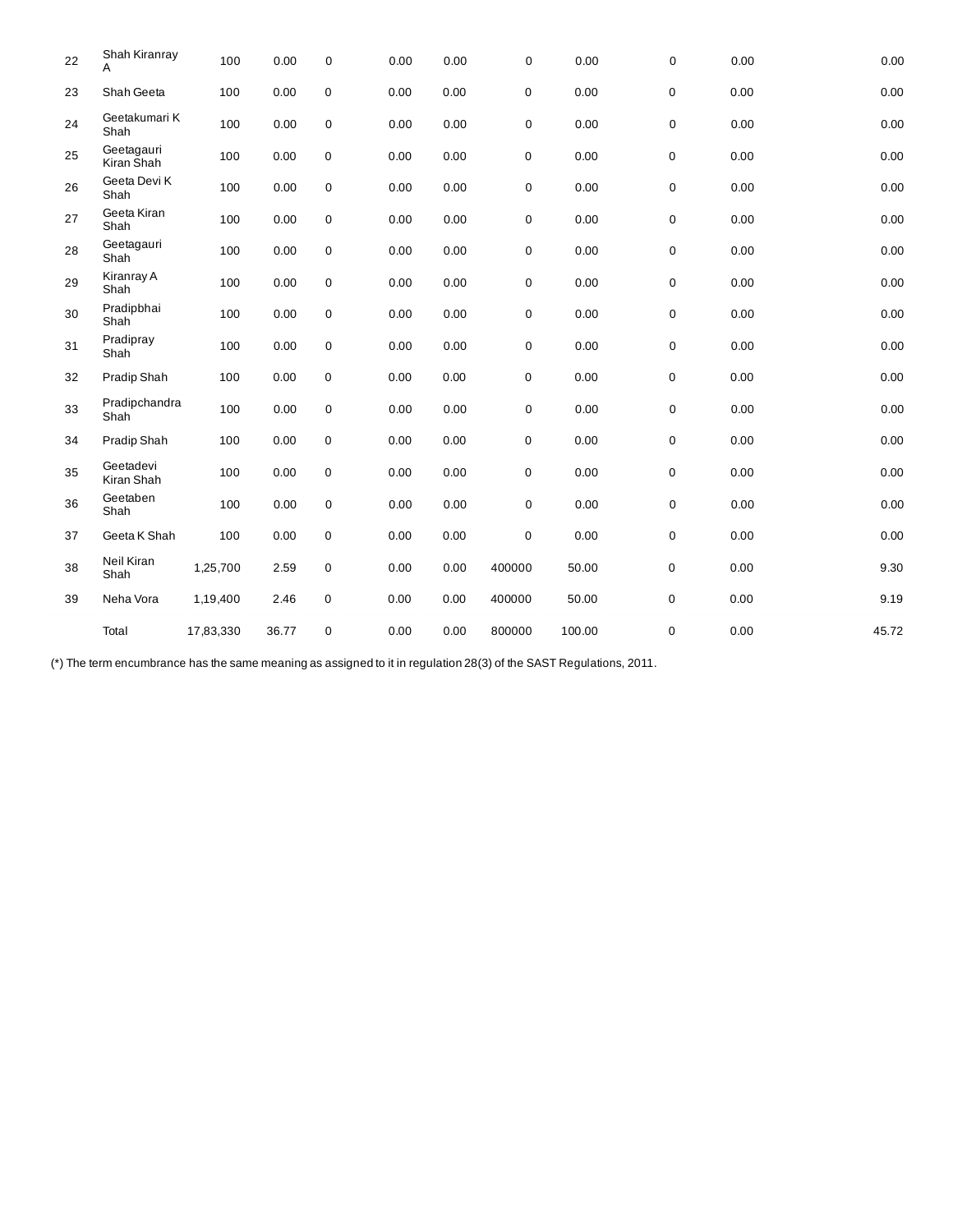| 22 | Shah Kiranray A | 100 | 0.00 | 0 | 0.00 | 0.00 | 0 | 0.00 | 0 | 0.00 | 0.00 |
|---|---|---|---|---|---|---|---|---|---|---|---|
| 23 | Shah Geeta | 100 | 0.00 | 0 | 0.00 | 0.00 | 0 | 0.00 | 0 | 0.00 | 0.00 |
| 24 | Geetakumari K Shah | 100 | 0.00 | 0 | 0.00 | 0.00 | 0 | 0.00 | 0 | 0.00 | 0.00 |
| 25 | Geetagauri Kiran Shah | 100 | 0.00 | 0 | 0.00 | 0.00 | 0 | 0.00 | 0 | 0.00 | 0.00 |
| 26 | Geeta Devi K Shah | 100 | 0.00 | 0 | 0.00 | 0.00 | 0 | 0.00 | 0 | 0.00 | 0.00 |
| 27 | Geeta Kiran Shah | 100 | 0.00 | 0 | 0.00 | 0.00 | 0 | 0.00 | 0 | 0.00 | 0.00 |
| 28 | Geetagauri Shah | 100 | 0.00 | 0 | 0.00 | 0.00 | 0 | 0.00 | 0 | 0.00 | 0.00 |
| 29 | Kiranray A Shah | 100 | 0.00 | 0 | 0.00 | 0.00 | 0 | 0.00 | 0 | 0.00 | 0.00 |
| 30 | Pradipbhai Shah | 100 | 0.00 | 0 | 0.00 | 0.00 | 0 | 0.00 | 0 | 0.00 | 0.00 |
| 31 | Pradipray Shah | 100 | 0.00 | 0 | 0.00 | 0.00 | 0 | 0.00 | 0 | 0.00 | 0.00 |
| 32 | Pradip Shah | 100 | 0.00 | 0 | 0.00 | 0.00 | 0 | 0.00 | 0 | 0.00 | 0.00 |
| 33 | Pradipchandra Shah | 100 | 0.00 | 0 | 0.00 | 0.00 | 0 | 0.00 | 0 | 0.00 | 0.00 |
| 34 | Pradip Shah | 100 | 0.00 | 0 | 0.00 | 0.00 | 0 | 0.00 | 0 | 0.00 | 0.00 |
| 35 | Geetadevi Kiran Shah | 100 | 0.00 | 0 | 0.00 | 0.00 | 0 | 0.00 | 0 | 0.00 | 0.00 |
| 36 | Geetaben Shah | 100 | 0.00 | 0 | 0.00 | 0.00 | 0 | 0.00 | 0 | 0.00 | 0.00 |
| 37 | Geeta K Shah | 100 | 0.00 | 0 | 0.00 | 0.00 | 0 | 0.00 | 0 | 0.00 | 0.00 |
| 38 | Neil Kiran Shah | 1,25,700 | 2.59 | 0 | 0.00 | 0.00 | 400000 | 50.00 | 0 | 0.00 | 9.30 |
| 39 | Neha Vora | 1,19,400 | 2.46 | 0 | 0.00 | 0.00 | 400000 | 50.00 | 0 | 0.00 | 9.19 |
| | Total | 17,83,330 | 36.77 | 0 | 0.00 | 0.00 | 800000 | 100.00 | 0 | 0.00 | 45.72 |

(*) The term encumbrance has the same meaning as assigned to it in regulation 28(3) of the SAST Regulations, 2011.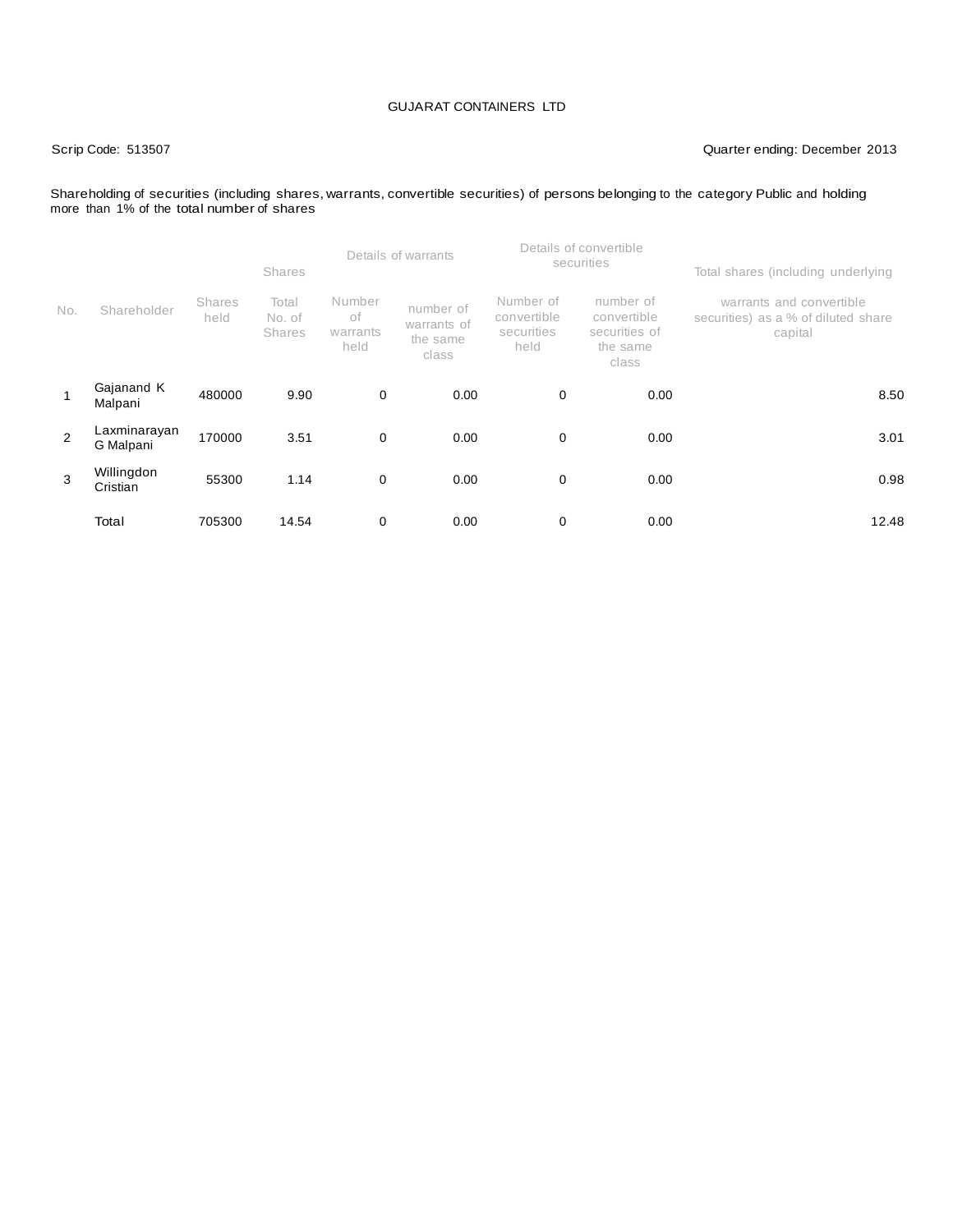GUJARAT CONTAINERS LTD

Scrip Code: 513507

Quarter ending: December 2013

Shareholding of securities (including shares, warrants, convertible securities) of persons belonging to the category Public and holding more than 1% of the total number of shares

| No. | Shareholder | Shares held | Shares | Details of warrants | | Details of convertible securities | | Total shares (including underlying warrants and convertible securities) as a % of diluted share capital |
|---|---|---|---|---|---|---|---|---|
| | | | Total No. of Shares | Number of warrants held | number of warrants of the same class | Number of convertible securities held | number of convertible securities of the same class | |
| 1 | Gajanand K Malpani | 480000 | 9.90 | 0 | 0.00 | 0 | 0.00 | 8.50 |
| 2 | Laxminarayan G Malpani | 170000 | 3.51 | 0 | 0.00 | 0 | 0.00 | 3.01 |
| 3 | Willingdon Cristian | 55300 | 1.14 | 0 | 0.00 | 0 | 0.00 | 0.98 |
| | Total | 705300 | 14.54 | 0 | 0.00 | 0 | 0.00 | 12.48 |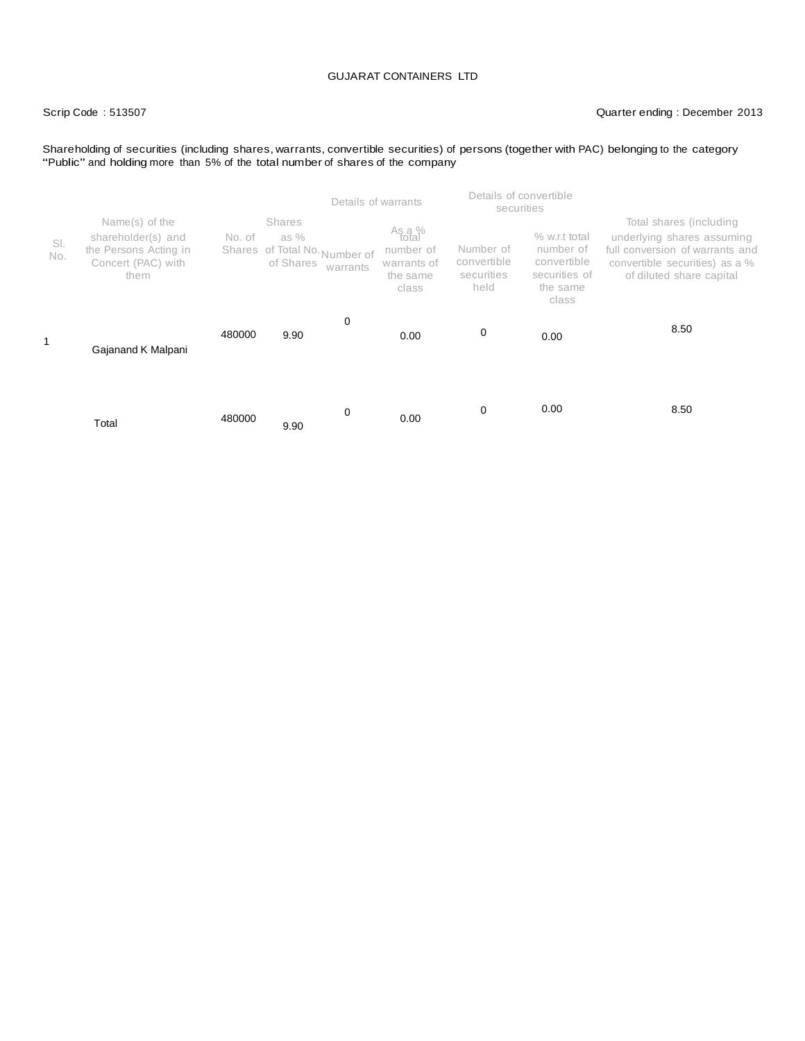GUJARAT CONTAINERS LTD

Scrip Code : 513507

Quarter ending : December 2013

Shareholding of securities (including shares, warrants, convertible securities) of persons (together with PAC) belonging to the category "Public" and holding more than 5% of the total number of shares of the company

| Sl. No. | Name(s) of the shareholder(s) and the Persons Acting in Concert (PAC) with them | No. of Shares | Shares as % of Total No. of Shares | Details of warrants | | Details of convertible securities | | Total shares (including underlying shares assuming full conversion of warrants and convertible securities) as a % of diluted share capital |
|---|---|---|---|---|---|---|---|---|
| | | | | Number of warrants | As a % total number of warrants of the same class | Number of convertible securities held | % w.r.t total number of convertible securities of the same class | |
| 1 | Gajanand K Malpani | 480000 | 9.90 | 0 | 0.00 | 0 | 0.00 | 8.50 |
| | Total | 480000 | 9.90 | 0 | 0.00 | 0 | 0.00 | 8.50 |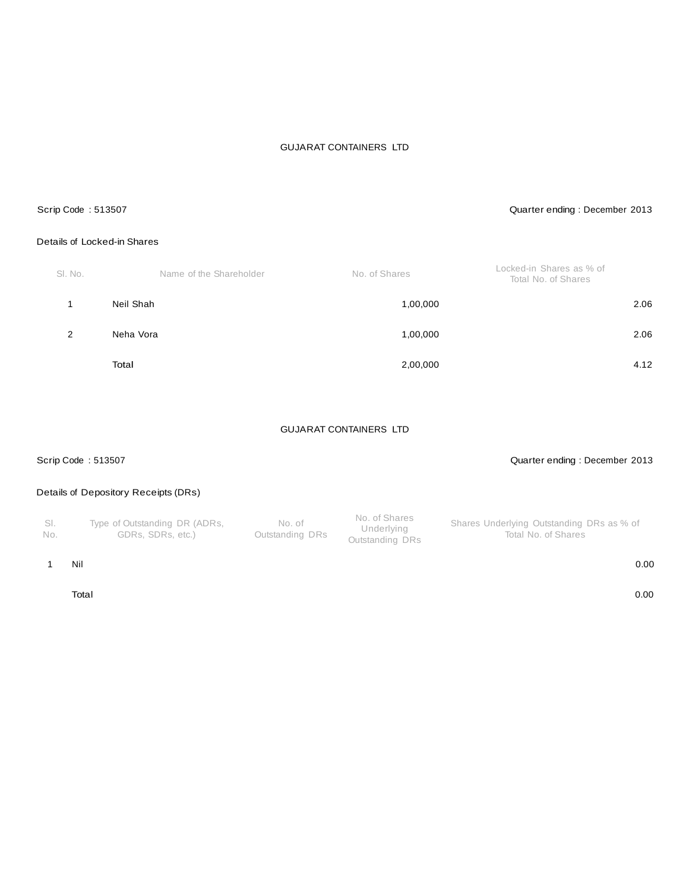GUJARAT CONTAINERS LTD

Scrip Code : 513507

Quarter ending : December 2013

Details of Locked-in Shares

| Sl. No. | Name of the Shareholder | No. of Shares | Locked-in Shares as % of Total No. of Shares |
|---|---|---|---|
| 1 | Neil Shah | 1,00,000 | 2.06 |
| 2 | Neha Vora | 1,00,000 | 2.06 |
| | Total | 2,00,000 | 4.12 |

GUJARAT CONTAINERS LTD

Scrip Code : 513507

Quarter ending : December 2013

Details of Depository Receipts (DRs)

| Sl. No. | Type of Outstanding DR (ADRs, GDRs, SDRs, etc.) | No. of Outstanding DRs | No. of Shares Underlying Outstanding DRs | Shares Underlying Outstanding DRs as % of Total No. of Shares |
|---|---|---|---|---|
| 1 | Nil | | | 0.00 |
| | Total | | | 0.00 |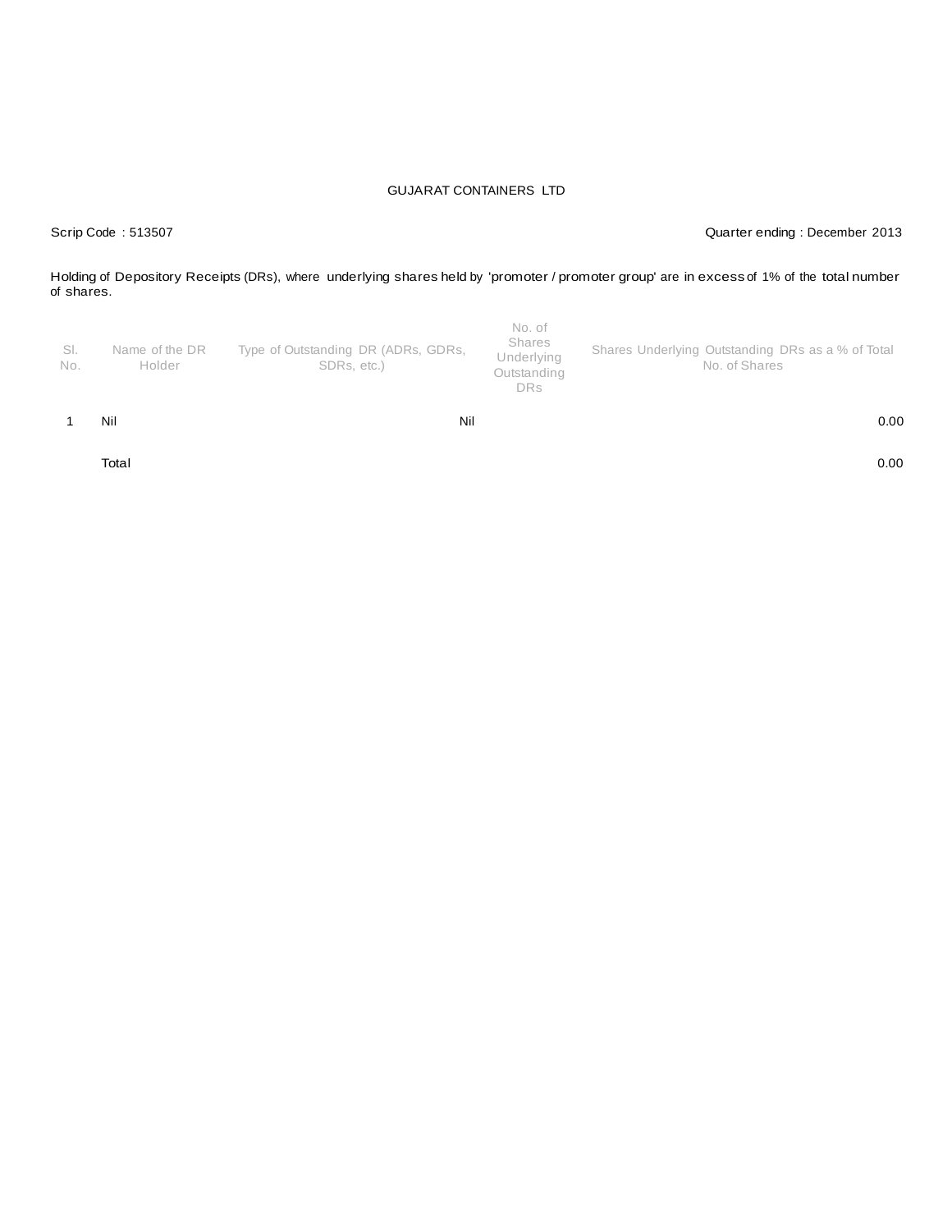GUJARAT CONTAINERS LTD

Scrip Code : 513507

Quarter ending : December 2013

Holding of Depository Receipts (DRs), where underlying shares held by 'promoter / promoter group' are in excess of 1% of the total number of shares.

| Sl. No. | Name of the DR Holder | Type of Outstanding DR (ADRs, GDRs, SDRs, etc.) | No. of Shares Underlying Outstanding DRs | Shares Underlying Outstanding DRs as a % of Total No. of Shares |
|---|---|---|---|---|
| 1 | Nil | Nil | | 0.00 |
| | Total | | | 0.00 |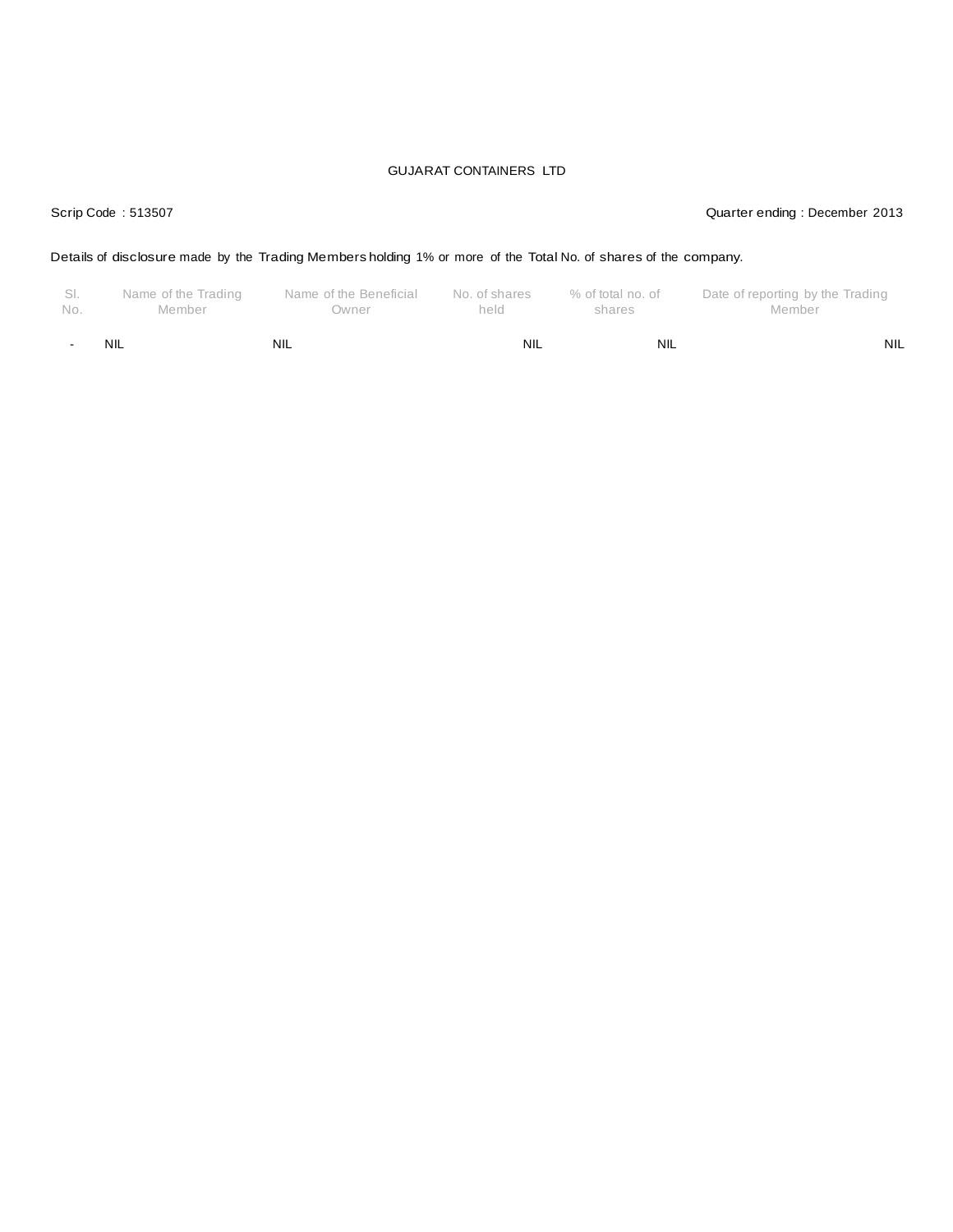GUJARAT CONTAINERS LTD

Scrip Code : 513507

Quarter ending : December 2013

Details of disclosure made by the Trading Members holding 1% or more of the Total No. of shares of the company.

| Sl. No. | Name of the Trading Member | Name of the Beneficial Owner | No. of shares held | % of total no. of shares | Date of reporting by the Trading Member |
|---|---|---|---|---|---|
| - | NIL | NIL | NIL | NIL | NIL |